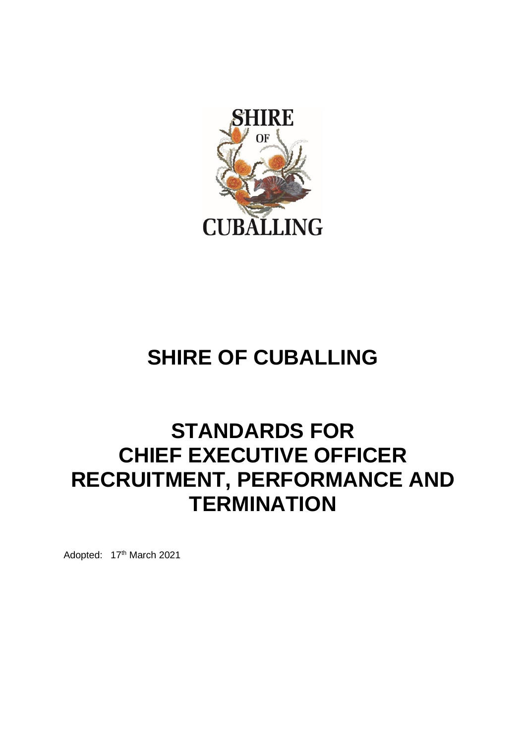# SHIRE OF CUBALLING

# STANDARDS FOR CHIEF EXECUTIVE OFFICER RECRUITMENT, PERFORMANCE AND TERMINATION

Adopted: 17th March 2021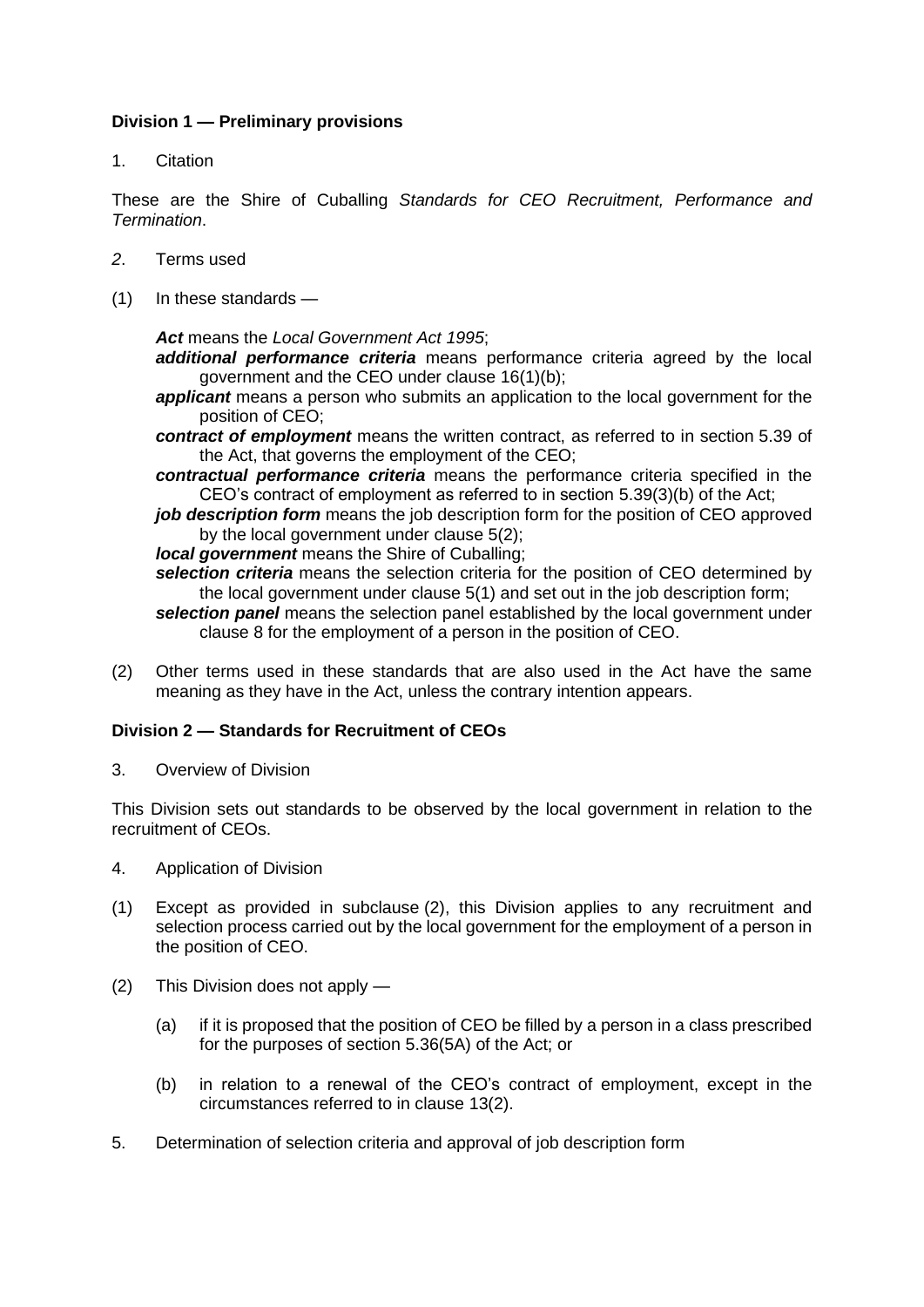**Division 1 — Preliminary provisions**

1. Citation

These are the Shire of Cuballing *Standards for CEO Recruitment, Performance and Termination*.

*2*. Terms used

(1) In these standards —

***Act*** means the *Local Government Act 1995*;

***additional performance criteria*** means performance criteria agreed by the local government and the CEO under clause 16(1)(b);

***applicant*** means a person who submits an application to the local government for the position of CEO;

***contract of employment*** means the written contract, as referred to in section 5.39 of the Act, that governs the employment of the CEO;

***contractual performance criteria*** means the performance criteria specified in the CEO's contract of employment as referred to in section 5.39(3)(b) of the Act;

***job description form*** means the job description form for the position of CEO approved by the local government under clause 5(2);

***local government*** means the Shire of Cuballing;

***selection criteria*** means the selection criteria for the position of CEO determined by the local government under clause 5(1) and set out in the job description form;

***selection panel*** means the selection panel established by the local government under clause 8 for the employment of a person in the position of CEO.

(2) Other terms used in these standards that are also used in the Act have the same meaning as they have in the Act, unless the contrary intention appears.

**Division 2 — Standards for Recruitment of CEOs**

3. Overview of Division

This Division sets out standards to be observed by the local government in relation to the recruitment of CEOs.

4. Application of Division

(1) Except as provided in subclause (2), this Division applies to any recruitment and selection process carried out by the local government for the employment of a person in the position of CEO.

(2) This Division does not apply —

(a) if it is proposed that the position of CEO be filled by a person in a class prescribed for the purposes of section 5.36(5A) of the Act; or

(b) in relation to a renewal of the CEO's contract of employment, except in the circumstances referred to in clause 13(2).

5. Determination of selection criteria and approval of job description form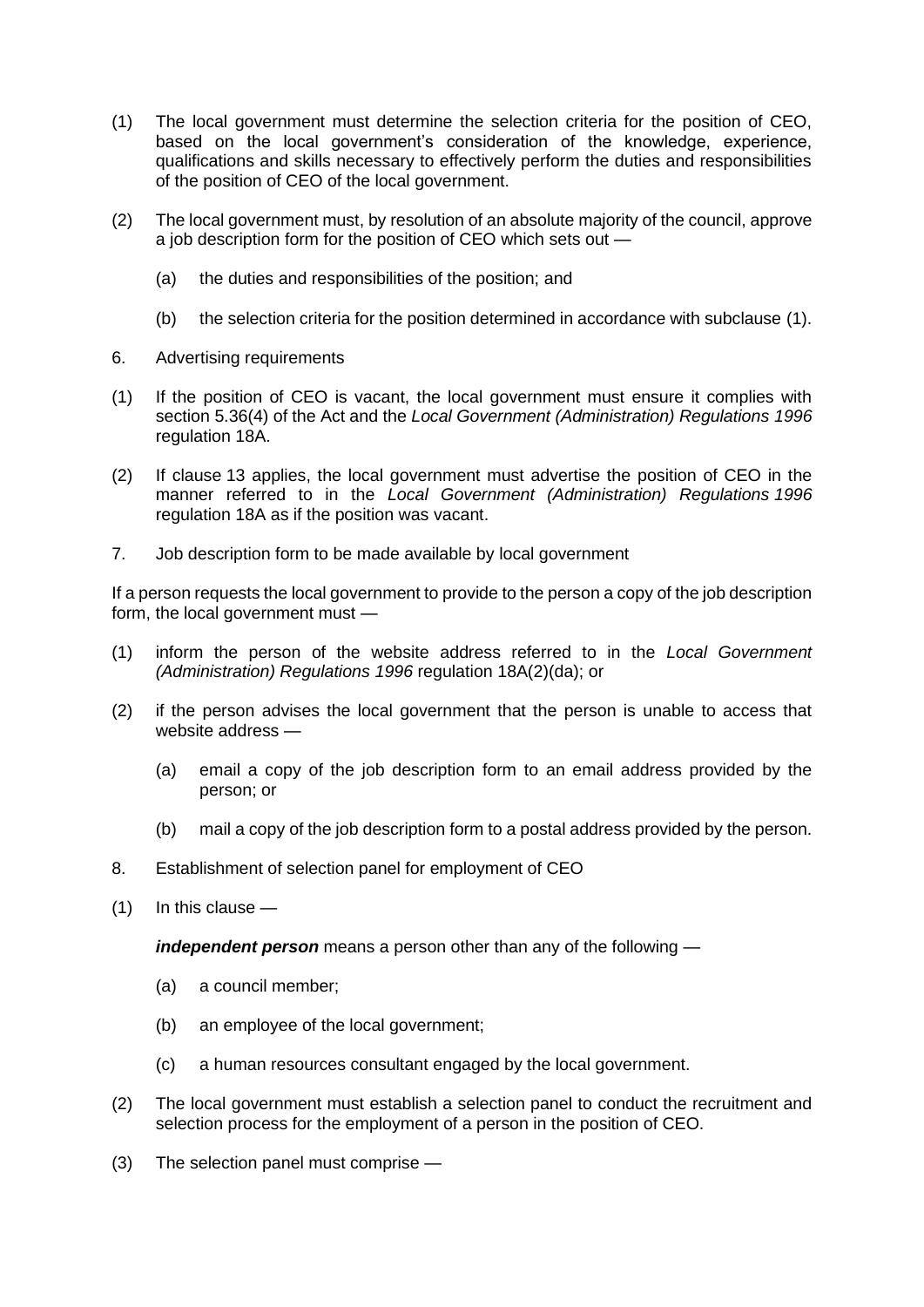(1) The local government must determine the selection criteria for the position of CEO, based on the local government's consideration of the knowledge, experience, qualifications and skills necessary to effectively perform the duties and responsibilities of the position of CEO of the local government.

(2) The local government must, by resolution of an absolute majority of the council, approve a job description form for the position of CEO which sets out —

   (a) the duties and responsibilities of the position; and

   (b) the selection criteria for the position determined in accordance with subclause (1).

6. Advertising requirements

(1) If the position of CEO is vacant, the local government must ensure it complies with section 5.36(4) of the Act and the *Local Government (Administration) Regulations 1996* regulation 18A.

(2) If clause 13 applies, the local government must advertise the position of CEO in the manner referred to in the *Local Government (Administration) Regulations 1996* regulation 18A as if the position was vacant.

7. Job description form to be made available by local government

If a person requests the local government to provide to the person a copy of the job description form, the local government must —

(1) inform the person of the website address referred to in the *Local Government (Administration) Regulations 1996* regulation 18A(2)(da); or

(2) if the person advises the local government that the person is unable to access that website address —

   (a) email a copy of the job description form to an email address provided by the person; or

   (b) mail a copy of the job description form to a postal address provided by the person.

8. Establishment of selection panel for employment of CEO

(1) In this clause —

***independent person*** means a person other than any of the following —

   (a) a council member;

   (b) an employee of the local government;

   (c) a human resources consultant engaged by the local government.

(2) The local government must establish a selection panel to conduct the recruitment and selection process for the employment of a person in the position of CEO.

(3) The selection panel must comprise —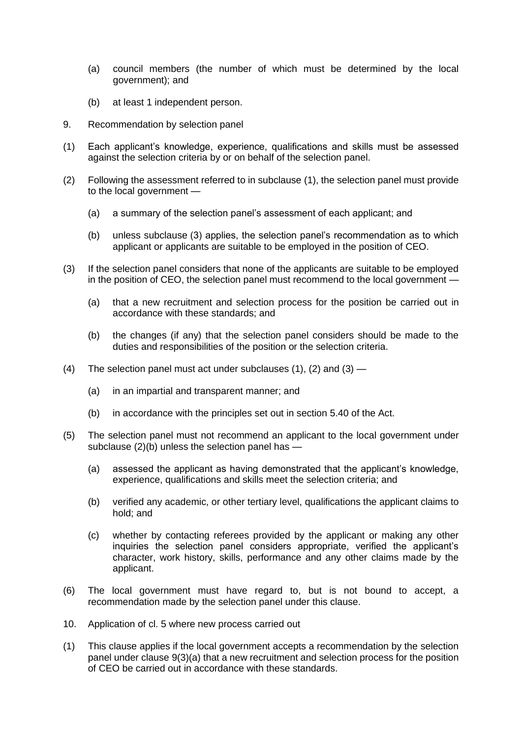(a) council members (the number of which must be determined by the local government); and

(b) at least 1 independent person.

9. Recommendation by selection panel

(1) Each applicant's knowledge, experience, qualifications and skills must be assessed against the selection criteria by or on behalf of the selection panel.

(2) Following the assessment referred to in subclause (1), the selection panel must provide to the local government —

(a) a summary of the selection panel's assessment of each applicant; and

(b) unless subclause (3) applies, the selection panel's recommendation as to which applicant or applicants are suitable to be employed in the position of CEO.

(3) If the selection panel considers that none of the applicants are suitable to be employed in the position of CEO, the selection panel must recommend to the local government —

(a) that a new recruitment and selection process for the position be carried out in accordance with these standards; and

(b) the changes (if any) that the selection panel considers should be made to the duties and responsibilities of the position or the selection criteria.

(4) The selection panel must act under subclauses (1), (2) and (3) —

(a) in an impartial and transparent manner; and

(b) in accordance with the principles set out in section 5.40 of the Act.

(5) The selection panel must not recommend an applicant to the local government under subclause (2)(b) unless the selection panel has —

(a) assessed the applicant as having demonstrated that the applicant's knowledge, experience, qualifications and skills meet the selection criteria; and

(b) verified any academic, or other tertiary level, qualifications the applicant claims to hold; and

(c) whether by contacting referees provided by the applicant or making any other inquiries the selection panel considers appropriate, verified the applicant's character, work history, skills, performance and any other claims made by the applicant.

(6) The local government must have regard to, but is not bound to accept, a recommendation made by the selection panel under this clause.

10. Application of cl. 5 where new process carried out

(1) This clause applies if the local government accepts a recommendation by the selection panel under clause 9(3)(a) that a new recruitment and selection process for the position of CEO be carried out in accordance with these standards.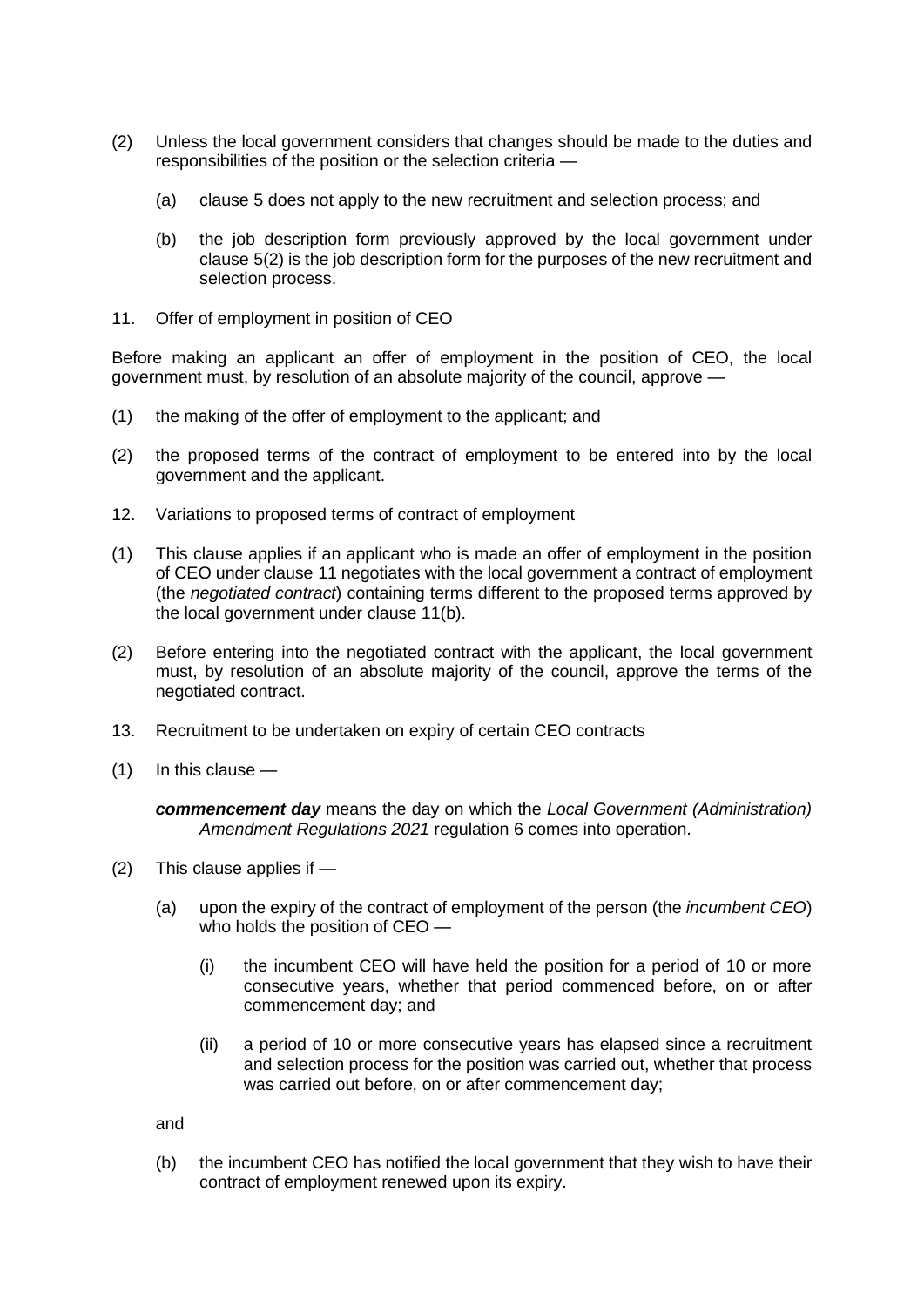(2) Unless the local government considers that changes should be made to the duties and responsibilities of the position or the selection criteria —

   (a) clause 5 does not apply to the new recruitment and selection process; and

   (b) the job description form previously approved by the local government under clause 5(2) is the job description form for the purposes of the new recruitment and selection process.

11. Offer of employment in position of CEO

Before making an applicant an offer of employment in the position of CEO, the local government must, by resolution of an absolute majority of the council, approve —

(1) the making of the offer of employment to the applicant; and

(2) the proposed terms of the contract of employment to be entered into by the local government and the applicant.

12. Variations to proposed terms of contract of employment

(1) This clause applies if an applicant who is made an offer of employment in the position of CEO under clause 11 negotiates with the local government a contract of employment (the *negotiated contract*) containing terms different to the proposed terms approved by the local government under clause 11(b).

(2) Before entering into the negotiated contract with the applicant, the local government must, by resolution of an absolute majority of the council, approve the terms of the negotiated contract.

13. Recruitment to be undertaken on expiry of certain CEO contracts

(1) In this clause —

   ***commencement day*** means the day on which the *Local Government (Administration) Amendment Regulations 2021* regulation 6 comes into operation.

(2) This clause applies if —

   (a) upon the expiry of the contract of employment of the person (the *incumbent CEO*) who holds the position of CEO —

      (i) the incumbent CEO will have held the position for a period of 10 or more consecutive years, whether that period commenced before, on or after commencement day; and

      (ii) a period of 10 or more consecutive years has elapsed since a recruitment and selection process for the position was carried out, whether that process was carried out before, on or after commencement day;

   and

   (b) the incumbent CEO has notified the local government that they wish to have their contract of employment renewed upon its expiry.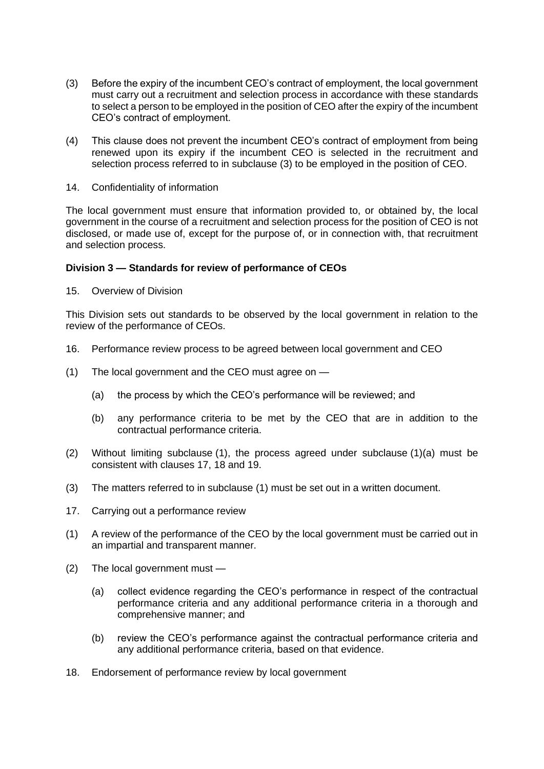(3) Before the expiry of the incumbent CEO's contract of employment, the local government must carry out a recruitment and selection process in accordance with these standards to select a person to be employed in the position of CEO after the expiry of the incumbent CEO's contract of employment.

(4) This clause does not prevent the incumbent CEO's contract of employment from being renewed upon its expiry if the incumbent CEO is selected in the recruitment and selection process referred to in subclause (3) to be employed in the position of CEO.

14. Confidentiality of information

The local government must ensure that information provided to, or obtained by, the local government in the course of a recruitment and selection process for the position of CEO is not disclosed, or made use of, except for the purpose of, or in connection with, that recruitment and selection process.

**Division 3 — Standards for review of performance of CEOs**

15. Overview of Division

This Division sets out standards to be observed by the local government in relation to the review of the performance of CEOs.

16. Performance review process to be agreed between local government and CEO

(1) The local government and the CEO must agree on —

   (a) the process by which the CEO's performance will be reviewed; and

   (b) any performance criteria to be met by the CEO that are in addition to the contractual performance criteria.

(2) Without limiting subclause (1), the process agreed under subclause (1)(a) must be consistent with clauses 17, 18 and 19.

(3) The matters referred to in subclause (1) must be set out in a written document.

17. Carrying out a performance review

(1) A review of the performance of the CEO by the local government must be carried out in an impartial and transparent manner.

(2) The local government must —

   (a) collect evidence regarding the CEO's performance in respect of the contractual performance criteria and any additional performance criteria in a thorough and comprehensive manner; and

   (b) review the CEO's performance against the contractual performance criteria and any additional performance criteria, based on that evidence.

18. Endorsement of performance review by local government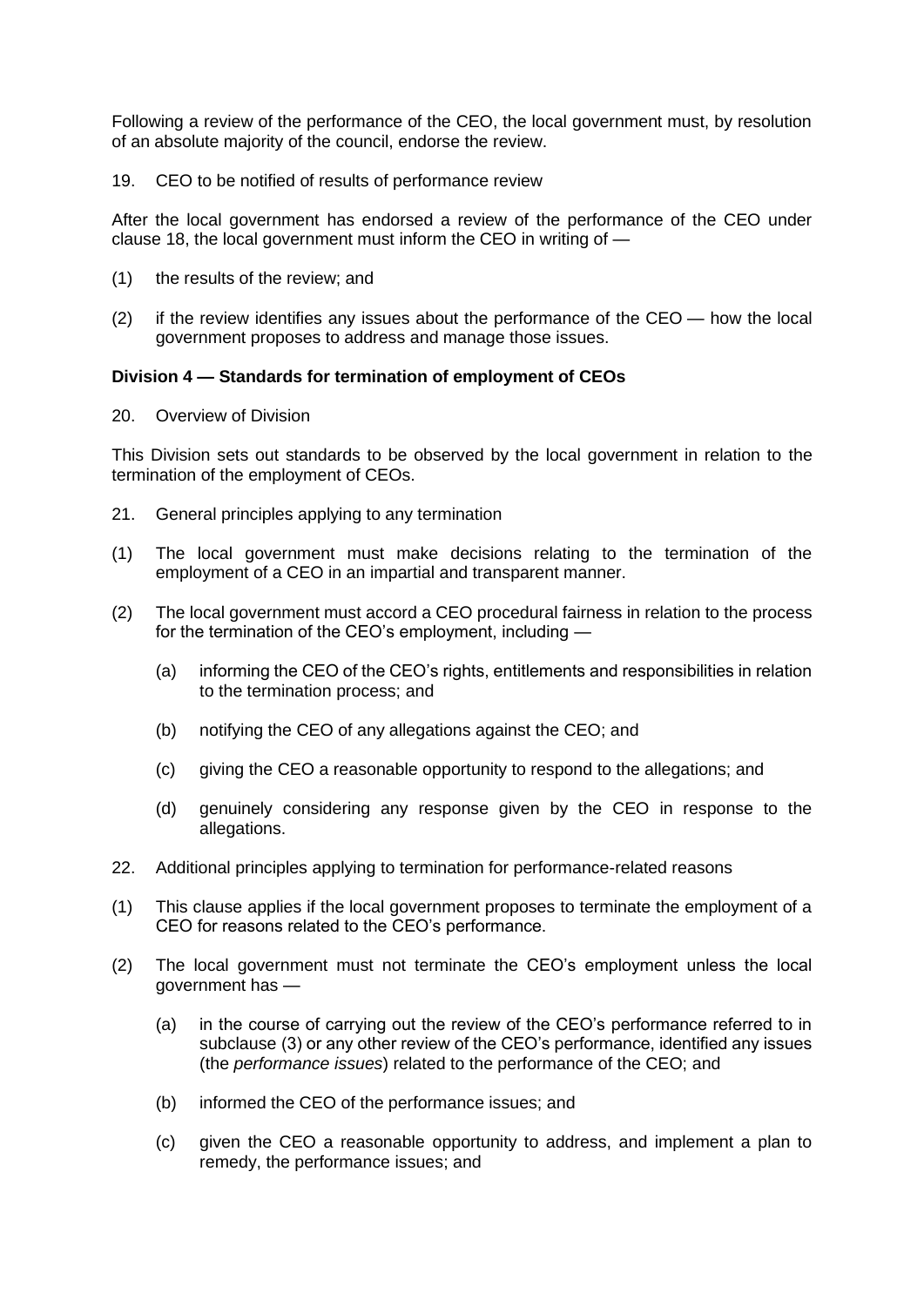Following a review of the performance of the CEO, the local government must, by resolution of an absolute majority of the council, endorse the review.

19. CEO to be notified of results of performance review

After the local government has endorsed a review of the performance of the CEO under clause 18, the local government must inform the CEO in writing of —

(1) the results of the review; and

(2) if the review identifies any issues about the performance of the CEO — how the local government proposes to address and manage those issues.

**Division 4 — Standards for termination of employment of CEOs**

20. Overview of Division

This Division sets out standards to be observed by the local government in relation to the termination of the employment of CEOs.

21. General principles applying to any termination

(1) The local government must make decisions relating to the termination of the employment of a CEO in an impartial and transparent manner.

(2) The local government must accord a CEO procedural fairness in relation to the process for the termination of the CEO's employment, including —

 (a) informing the CEO of the CEO's rights, entitlements and responsibilities in relation to the termination process; and

 (b) notifying the CEO of any allegations against the CEO; and

 (c) giving the CEO a reasonable opportunity to respond to the allegations; and

 (d) genuinely considering any response given by the CEO in response to the allegations.

22. Additional principles applying to termination for performance-related reasons

(1) This clause applies if the local government proposes to terminate the employment of a CEO for reasons related to the CEO's performance.

(2) The local government must not terminate the CEO's employment unless the local government has —

 (a) in the course of carrying out the review of the CEO's performance referred to in subclause (3) or any other review of the CEO's performance, identified any issues (the *performance issues*) related to the performance of the CEO; and

 (b) informed the CEO of the performance issues; and

 (c) given the CEO a reasonable opportunity to address, and implement a plan to remedy, the performance issues; and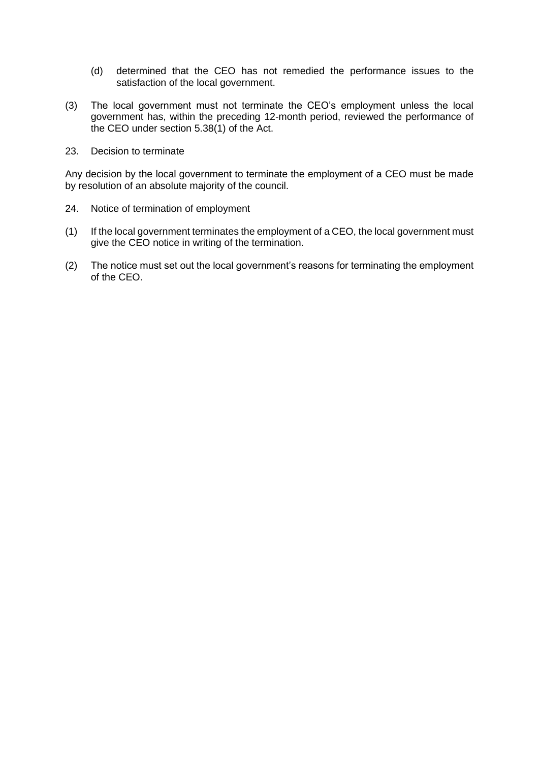(d) determined that the CEO has not remedied the performance issues to the satisfaction of the local government.

(3) The local government must not terminate the CEO's employment unless the local government has, within the preceding 12-month period, reviewed the performance of the CEO under section 5.38(1) of the Act.

23. Decision to terminate

Any decision by the local government to terminate the employment of a CEO must be made by resolution of an absolute majority of the council.

24. Notice of termination of employment

(1) If the local government terminates the employment of a CEO, the local government must give the CEO notice in writing of the termination.

(2) The notice must set out the local government's reasons for terminating the employment of the CEO.